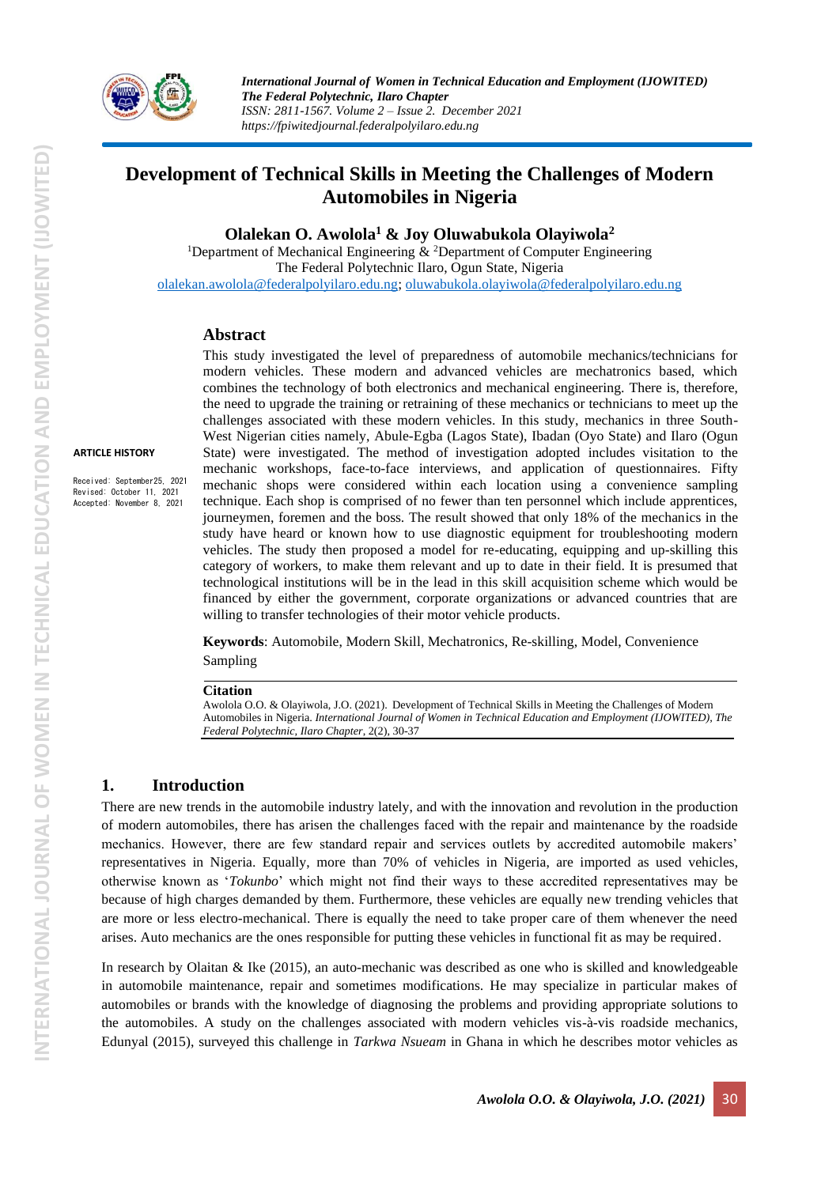# Development of Technical Skills in Meeting the Challenges of Modern Automobiles in Nigeria

**Olalekan O. Awolola[1] & Joy Oluwabukola Olayiwola[2]**

[1]Department of Mechanical Engineering & [2]Department of Computer Engineering
The Federal Polytechnic Ilaro, Ogun State, Nigeria
olalekan.awolola@federalpolyilaro.edu.ng; oluwabukola.olayiwola@federalpolyilaro.edu.ng

**ARTICLE HISTORY**

Received: September25, 2021
Revised: October 11, 2021
Accepted: November 8, 2021

## Abstract

This study investigated the level of preparedness of automobile mechanics/technicians for modern vehicles. These modern and advanced vehicles are mechatronics based, which combines the technology of both electronics and mechanical engineering. There is, therefore, the need to upgrade the training or retraining of these mechanics or technicians to meet up the challenges associated with these modern vehicles. In this study, mechanics in three South-West Nigerian cities namely, Abule-Egba (Lagos State), Ibadan (Oyo State) and Ilaro (Ogun State) were investigated. The method of investigation adopted includes visitation to the mechanic workshops, face-to-face interviews, and application of questionnaires. Fifty mechanic shops were considered within each location using a convenience sampling technique. Each shop is comprised of no fewer than ten personnel which include apprentices, journeymen, foremen and the boss. The result showed that only 18% of the mechanics in the study have heard or known how to use diagnostic equipment for troubleshooting modern vehicles. The study then proposed a model for re-educating, equipping and up-skilling this category of workers, to make them relevant and up to date in their field. It is presumed that technological institutions will be in the lead in this skill acquisition scheme which would be financed by either the government, corporate organizations or advanced countries that are willing to transfer technologies of their motor vehicle products.

**Keywords**: Automobile, Modern Skill, Mechatronics, Re-skilling, Model, Convenience Sampling

**Citation**
Awolola O.O. & Olayiwola, J.O. (2021). Development of Technical Skills in Meeting the Challenges of Modern Automobiles in Nigeria. *International Journal of Women in Technical Education and Employment (IJOWITED), The Federal Polytechnic, Ilaro Chapter*, 2(2), 30-37

## 1. Introduction

There are new trends in the automobile industry lately, and with the innovation and revolution in the production of modern automobiles, there has arisen the challenges faced with the repair and maintenance by the roadside mechanics. However, there are few standard repair and services outlets by accredited automobile makers' representatives in Nigeria. Equally, more than 70% of vehicles in Nigeria, are imported as used vehicles, otherwise known as '*Tokunbo*' which might not find their ways to these accredited representatives may be because of high charges demanded by them. Furthermore, these vehicles are equally new trending vehicles that are more or less electro-mechanical. There is equally the need to take proper care of them whenever the need arises. Auto mechanics are the ones responsible for putting these vehicles in functional fit as may be required.

In research by Olaitan & Ike (2015), an auto-mechanic was described as one who is skilled and knowledgeable in automobile maintenance, repair and sometimes modifications. He may specialize in particular makes of automobiles or brands with the knowledge of diagnosing the problems and providing appropriate solutions to the automobiles. A study on the challenges associated with modern vehicles vis-à-vis roadside mechanics, Edunyal (2015), surveyed this challenge in *Tarkwa Nsueam* in Ghana in which he describes motor vehicles as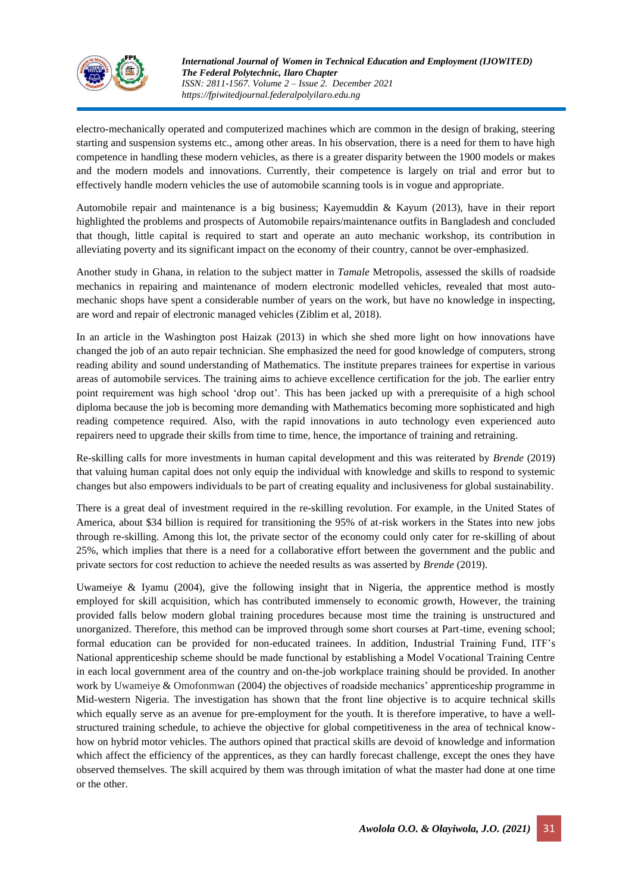electro-mechanically operated and computerized machines which are common in the design of braking, steering starting and suspension systems etc., among other areas. In his observation, there is a need for them to have high competence in handling these modern vehicles, as there is a greater disparity between the 1900 models or makes and the modern models and innovations. Currently, their competence is largely on trial and error but to effectively handle modern vehicles the use of automobile scanning tools is in vogue and appropriate.

Automobile repair and maintenance is a big business; Kayemuddin & Kayum (2013), have in their report highlighted the problems and prospects of Automobile repairs/maintenance outfits in Bangladesh and concluded that though, little capital is required to start and operate an auto mechanic workshop, its contribution in alleviating poverty and its significant impact on the economy of their country, cannot be over-emphasized.

Another study in Ghana, in relation to the subject matter in *Tamale* Metropolis, assessed the skills of roadside mechanics in repairing and maintenance of modern electronic modelled vehicles, revealed that most auto-mechanic shops have spent a considerable number of years on the work, but have no knowledge in inspecting, are word and repair of electronic managed vehicles (Ziblim et al, 2018).

In an article in the Washington post Haizak (2013) in which she shed more light on how innovations have changed the job of an auto repair technician. She emphasized the need for good knowledge of computers, strong reading ability and sound understanding of Mathematics. The institute prepares trainees for expertise in various areas of automobile services. The training aims to achieve excellence certification for the job. The earlier entry point requirement was high school 'drop out'. This has been jacked up with a prerequisite of a high school diploma because the job is becoming more demanding with Mathematics becoming more sophisticated and high reading competence required. Also, with the rapid innovations in auto technology even experienced auto repairers need to upgrade their skills from time to time, hence, the importance of training and retraining.

Re-skilling calls for more investments in human capital development and this was reiterated by *Brende* (2019) that valuing human capital does not only equip the individual with knowledge and skills to respond to systemic changes but also empowers individuals to be part of creating equality and inclusiveness for global sustainability.

There is a great deal of investment required in the re-skilling revolution. For example, in the United States of America, about $34 billion is required for transitioning the 95% of at-risk workers in the States into new jobs through re-skilling. Among this lot, the private sector of the economy could only cater for re-skilling of about 25%, which implies that there is a need for a collaborative effort between the government and the public and private sectors for cost reduction to achieve the needed results as was asserted by *Brende* (2019).

Uwameiye & Iyamu (2004), give the following insight that in Nigeria, the apprentice method is mostly employed for skill acquisition, which has contributed immensely to economic growth, However, the training provided falls below modern global training procedures because most time the training is unstructured and unorganized. Therefore, this method can be improved through some short courses at Part-time, evening school; formal education can be provided for non-educated trainees. In addition, Industrial Training Fund, ITF's National apprenticeship scheme should be made functional by establishing a Model Vocational Training Centre in each local government area of the country and on-the-job workplace training should be provided. In another work by Uwameiye & Omofonmwan (2004) the objectives of roadside mechanics' apprenticeship programme in Mid-western Nigeria. The investigation has shown that the front line objective is to acquire technical skills which equally serve as an avenue for pre-employment for the youth. It is therefore imperative, to have a well-structured training schedule, to achieve the objective for global competitiveness in the area of technical know-how on hybrid motor vehicles. The authors opined that practical skills are devoid of knowledge and information which affect the efficiency of the apprentices, as they can hardly forecast challenge, except the ones they have observed themselves. The skill acquired by them was through imitation of what the master had done at one time or the other.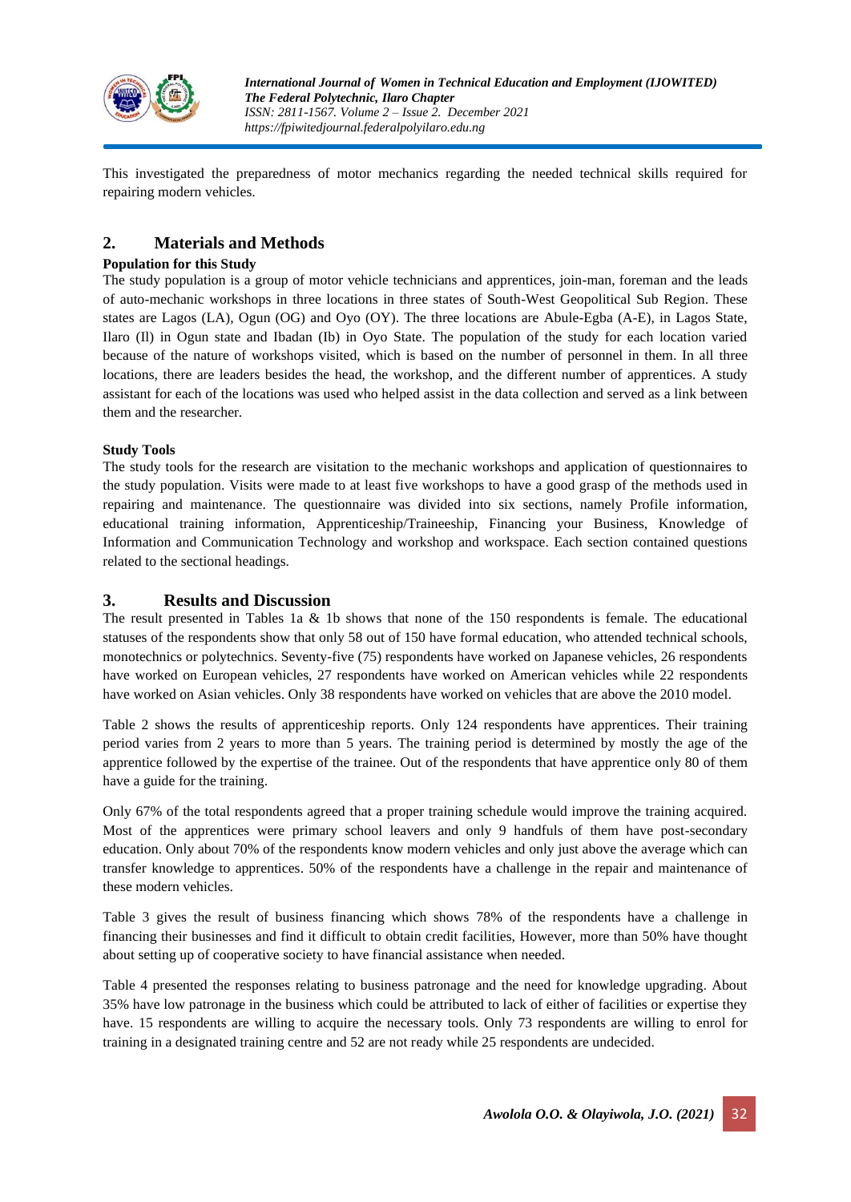This investigated the preparedness of motor mechanics regarding the needed technical skills required for repairing modern vehicles.

## 2. Materials and Methods

**Population for this Study**

The study population is a group of motor vehicle technicians and apprentices, join-man, foreman and the leads of auto-mechanic workshops in three locations in three states of South-West Geopolitical Sub Region. These states are Lagos (LA), Ogun (OG) and Oyo (OY). The three locations are Abule-Egba (A-E), in Lagos State, Ilaro (Il) in Ogun state and Ibadan (Ib) in Oyo State. The population of the study for each location varied because of the nature of workshops visited, which is based on the number of personnel in them. In all three locations, there are leaders besides the head, the workshop, and the different number of apprentices. A study assistant for each of the locations was used who helped assist in the data collection and served as a link between them and the researcher.

**Study Tools**

The study tools for the research are visitation to the mechanic workshops and application of questionnaires to the study population. Visits were made to at least five workshops to have a good grasp of the methods used in repairing and maintenance. The questionnaire was divided into six sections, namely Profile information, educational training information, Apprenticeship/Traineeship, Financing your Business, Knowledge of Information and Communication Technology and workshop and workspace. Each section contained questions related to the sectional headings.

## 3. Results and Discussion

The result presented in Tables 1a & 1b shows that none of the 150 respondents is female. The educational statuses of the respondents show that only 58 out of 150 have formal education, who attended technical schools, monotechnics or polytechnics. Seventy-five (75) respondents have worked on Japanese vehicles, 26 respondents have worked on European vehicles, 27 respondents have worked on American vehicles while 22 respondents have worked on Asian vehicles. Only 38 respondents have worked on vehicles that are above the 2010 model.

Table 2 shows the results of apprenticeship reports. Only 124 respondents have apprentices. Their training period varies from 2 years to more than 5 years. The training period is determined by mostly the age of the apprentice followed by the expertise of the trainee. Out of the respondents that have apprentice only 80 of them have a guide for the training.

Only 67% of the total respondents agreed that a proper training schedule would improve the training acquired. Most of the apprentices were primary school leavers and only 9 handfuls of them have post-secondary education. Only about 70% of the respondents know modern vehicles and only just above the average which can transfer knowledge to apprentices. 50% of the respondents have a challenge in the repair and maintenance of these modern vehicles.

Table 3 gives the result of business financing which shows 78% of the respondents have a challenge in financing their businesses and find it difficult to obtain credit facilities, However, more than 50% have thought about setting up of cooperative society to have financial assistance when needed.

Table 4 presented the responses relating to business patronage and the need for knowledge upgrading. About 35% have low patronage in the business which could be attributed to lack of either of facilities or expertise they have. 15 respondents are willing to acquire the necessary tools. Only 73 respondents are willing to enrol for training in a designated training centre and 52 are not ready while 25 respondents are undecided.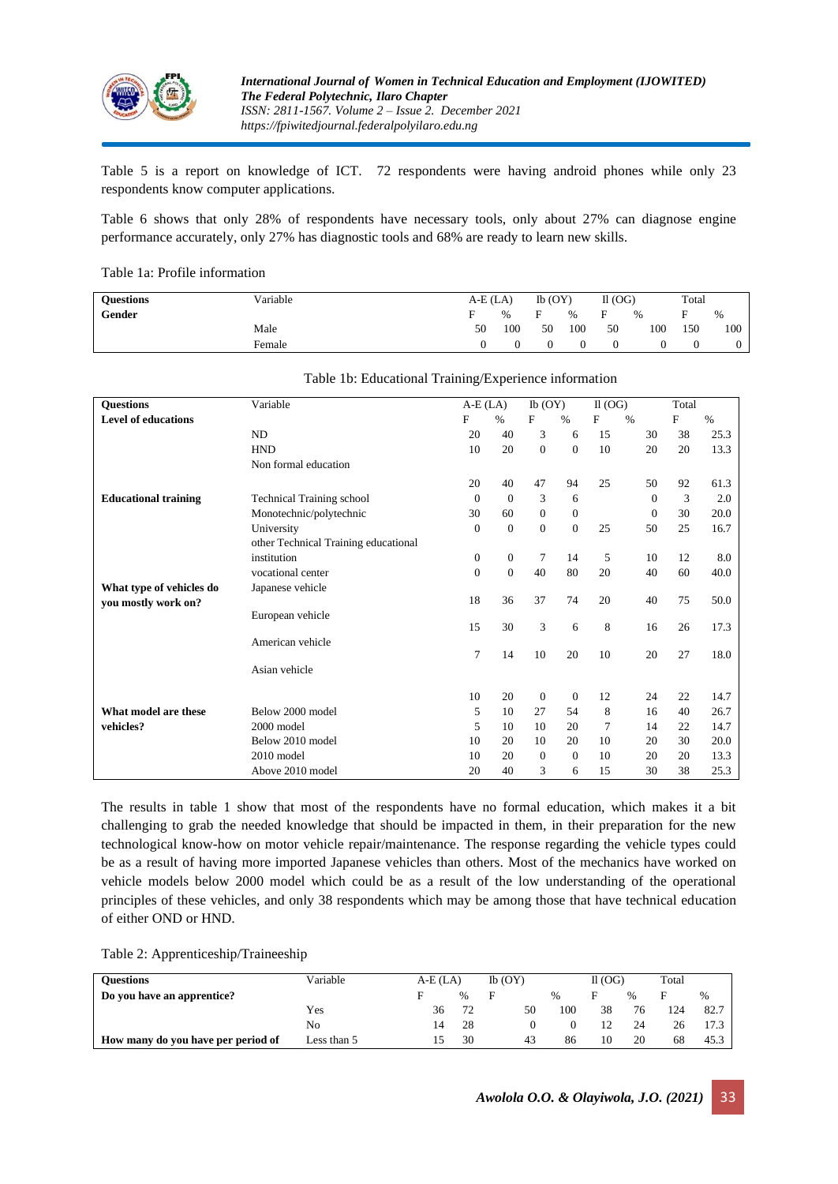Table 5 is a report on knowledge of ICT. 72 respondents were having android phones while only 23 respondents know computer applications.

Table 6 shows that only 28% of respondents have necessary tools, only about 27% can diagnose engine performance accurately, only 27% has diagnostic tools and 68% are ready to learn new skills.

Table 1a: Profile information

| Questions | Variable | A-E (LA) | | Ib (OY) | | II (OG) | | Total | |
|---|---|---|---|---|---|---|---|---|---|
| Gender | | F | % | F | % | F | % | F | % |
| | Male | 50 | 100 | 50 | 100 | 50 | 100 | 150 | 100 |
| | Female | 0 | 0 | 0 | 0 | 0 | 0 | 0 | 0 |

Table 1b: Educational Training/Experience information

| Questions | Variable | A-E (LA) | | Ib (OY) | | II (OG) | | Total | |
|---|---|---|---|---|---|---|---|---|---|
| Level of educations | | F | % | F | % | F | % | F | % |
| | ND | 20 | 40 | 3 | 6 | 15 | 30 | 38 | 25.3 |
| | HND | 10 | 20 | 0 | 0 | 10 | 20 | 20 | 13.3 |
| | Non formal education | 20 | 40 | 47 | 94 | 25 | 50 | 92 | 61.3 |
| Educational training | Technical Training school | 0 | 0 | 3 | 6 | | 0 | 3 | 2.0 |
| | Monotechnic/polytechnic | 30 | 60 | 0 | 0 | | 0 | 30 | 20.0 |
| | University | 0 | 0 | 0 | 0 | 25 | 50 | 25 | 16.7 |
| | other Technical Training educational institution | 0 | 0 | 7 | 14 | 5 | 10 | 12 | 8.0 |
| | vocational center | 0 | 0 | 40 | 80 | 20 | 40 | 60 | 40.0 |
| What type of vehicles do you mostly work on? | Japanese vehicle | 18 | 36 | 37 | 74 | 20 | 40 | 75 | 50.0 |
| | European vehicle | 15 | 30 | 3 | 6 | 8 | 16 | 26 | 17.3 |
| | American vehicle | 7 | 14 | 10 | 20 | 10 | 20 | 27 | 18.0 |
| | Asian vehicle | 10 | 20 | 0 | 0 | 12 | 24 | 22 | 14.7 |
| What model are these vehicles? | Below 2000 model | 5 | 10 | 27 | 54 | 8 | 16 | 40 | 26.7 |
| | 2000 model | 5 | 10 | 10 | 20 | 7 | 14 | 22 | 14.7 |
| | Below 2010 model | 10 | 20 | 10 | 20 | 10 | 20 | 30 | 20.0 |
| | 2010 model | 10 | 20 | 0 | 0 | 10 | 20 | 20 | 13.3 |
| | Above 2010 model | 20 | 40 | 3 | 6 | 15 | 30 | 38 | 25.3 |

The results in table 1 show that most of the respondents have no formal education, which makes it a bit challenging to grab the needed knowledge that should be impacted in them, in their preparation for the new technological know-how on motor vehicle repair/maintenance. The response regarding the vehicle types could be as a result of having more imported Japanese vehicles than others. Most of the mechanics have worked on vehicle models below 2000 model which could be as a result of the low understanding of the operational principles of these vehicles, and only 38 respondents which may be among those that have technical education of either OND or HND.

Table 2: Apprenticeship/Traineeship

| Questions | Variable | A-E (LA) | | Ib (OY) | | II (OG) | | Total | |
|---|---|---|---|---|---|---|---|---|---|
| Do you have an apprentice? | | F | % | F | % | F | % | F | % |
| | Yes | 36 | 72 | 50 | 100 | 38 | 76 | 124 | 82.7 |
| | No | 14 | 28 | 0 | 0 | 12 | 24 | 26 | 17.3 |
| How many do you have per period of | Less than 5 | 15 | 30 | 43 | 86 | 10 | 20 | 68 | 45.3 |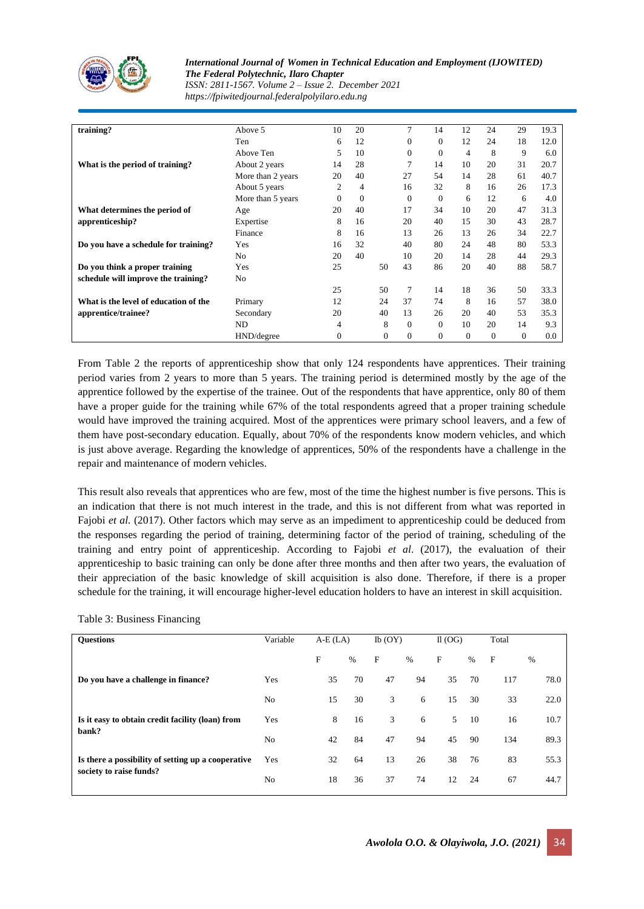| training? | Above 5 | 10 | 20 | 7 | 14 | 12 | 24 | 29 | 19.3 |
|---|---|---|---|---|---|---|---|---|---|
| | Ten | 6 | 12 | 0 | 0 | 12 | 24 | 18 | 12.0 |
| | Above Ten | 5 | 10 | 0 | 0 | 4 | 8 | 9 | 6.0 |
| **What is the period of training?** | About 2 years | 14 | 28 | 7 | 14 | 10 | 20 | 31 | 20.7 |
| | More than 2 years | 20 | 40 | 27 | 54 | 14 | 28 | 61 | 40.7 |
| | About 5 years | 2 | 4 | 16 | 32 | 8 | 16 | 26 | 17.3 |
| | More than 5 years | 0 | 0 | 0 | 0 | 6 | 12 | 6 | 4.0 |
| **What determines the period of apprenticeship?** | Age | 20 | 40 | 17 | 34 | 10 | 20 | 47 | 31.3 |
| | Expertise | 8 | 16 | 20 | 40 | 15 | 30 | 43 | 28.7 |
| | Finance | 8 | 16 | 13 | 26 | 13 | 26 | 34 | 22.7 |
| **Do you have a schedule for training?** | Yes | 16 | 32 | 40 | 80 | 24 | 48 | 80 | 53.3 |
| | No | 20 | 40 | 10 | 20 | 14 | 28 | 44 | 29.3 |
| **Do you think a proper training schedule will improve the training?** | Yes | 25 | 50 | 43 | 86 | 20 | 40 | 88 | 58.7 |
| | No | 25 | 50 | 7 | 14 | 18 | 36 | 50 | 33.3 |
| **What is the level of education of the apprentice/trainee?** | Primary | 12 | 24 | 37 | 74 | 8 | 16 | 57 | 38.0 |
| | Secondary | 20 | 40 | 13 | 26 | 20 | 40 | 53 | 35.3 |
| | ND | 4 | 8 | 0 | 0 | 10 | 20 | 14 | 9.3 |
| | HND/degree | 0 | 0 | 0 | 0 | 0 | 0 | 0 | 0.0 |

From Table 2 the reports of apprenticeship show that only 124 respondents have apprentices. Their training period varies from 2 years to more than 5 years. The training period is determined mostly by the age of the apprentice followed by the expertise of the trainee. Out of the respondents that have apprentice, only 80 of them have a proper guide for the training while 67% of the total respondents agreed that a proper training schedule would have improved the training acquired. Most of the apprentices were primary school leavers, and a few of them have post-secondary education. Equally, about 70% of the respondents know modern vehicles, and which is just above average. Regarding the knowledge of apprentices, 50% of the respondents have a challenge in the repair and maintenance of modern vehicles.

This result also reveals that apprentices who are few, most of the time the highest number is five persons. This is an indication that there is not much interest in the trade, and this is not different from what was reported in Fajobi *et al.* (2017). Other factors which may serve as an impediment to apprenticeship could be deduced from the responses regarding the period of training, determining factor of the period of training, scheduling of the training and entry point of apprenticeship. According to Fajobi *et al*. (2017), the evaluation of their apprenticeship to basic training can only be done after three months and then after two years, the evaluation of their appreciation of the basic knowledge of skill acquisition is also done. Therefore, if there is a proper schedule for the training, it will encourage higher-level education holders to have an interest in skill acquisition.

Table 3: Business Financing

| **Questions** | Variable | A-E (LA) | | Ib (OY) | | Il (OG) | | Total | |
|---|---|---|---|---|---|---|---|---|---|
| | | F | % | F | % | F | % | F | % |
| **Do you have a challenge in finance?** | Yes | 35 | 70 | 47 | 94 | 35 | 70 | 117 | 78.0 |
| | No | 15 | 30 | 3 | 6 | 15 | 30 | 33 | 22.0 |
| **Is it easy to obtain credit facility (loan) from bank?** | Yes | 8 | 16 | 3 | 6 | 5 | 10 | 16 | 10.7 |
| | No | 42 | 84 | 47 | 94 | 45 | 90 | 134 | 89.3 |
| **Is there a possibility of setting up a cooperative society to raise funds?** | Yes | 32 | 64 | 13 | 26 | 38 | 76 | 83 | 55.3 |
| | No | 18 | 36 | 37 | 74 | 12 | 24 | 67 | 44.7 |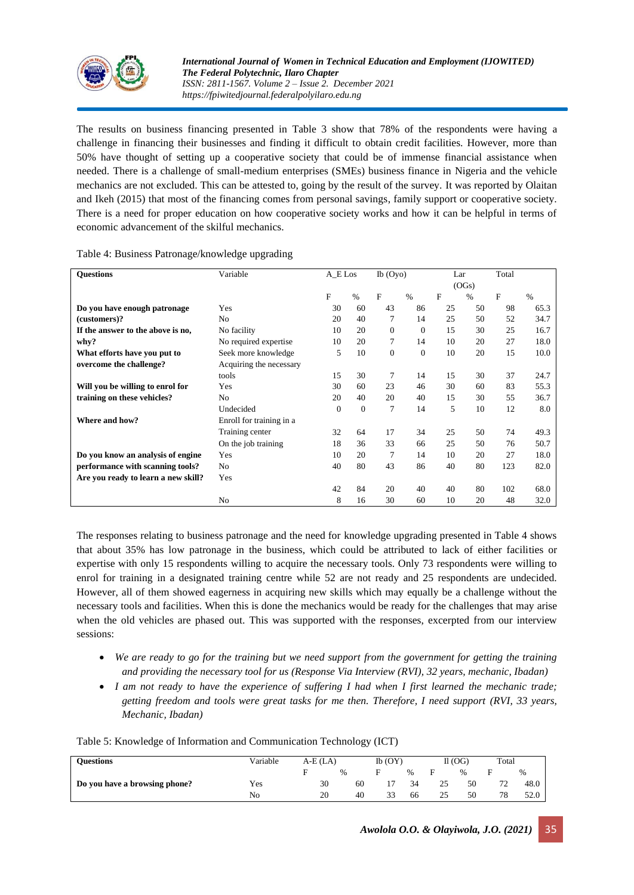The results on business financing presented in Table 3 show that 78% of the respondents were having a challenge in financing their businesses and finding it difficult to obtain credit facilities. However, more than 50% have thought of setting up a cooperative society that could be of immense financial assistance when needed. There is a challenge of small-medium enterprises (SMEs) business finance in Nigeria and the vehicle mechanics are not excluded. This can be attested to, going by the result of the survey. It was reported by Olaitan and Ikeh (2015) that most of the financing comes from personal savings, family support or cooperative society. There is a need for proper education on how cooperative society works and how it can be helpful in terms of economic advancement of the skilful mechanics.

Table 4: Business Patronage/knowledge upgrading

| Questions | Variable | A_E Los | | Ib (Oyo) | | Lar (OGs) | | Total | |
|---|---|---|---|---|---|---|---|---|---|
| | | F | % | F | % | F | % | F | % |
| **Do you have enough patronage (customers)?** | Yes | 30 | 60 | 43 | 86 | 25 | 50 | 98 | 65.3 |
| | No | 20 | 40 | 7 | 14 | 25 | 50 | 52 | 34.7 |
| **If the answer to the above is no, why?** | No facility | 10 | 20 | 0 | 0 | 15 | 30 | 25 | 16.7 |
| | No required expertise | 10 | 20 | 7 | 14 | 10 | 20 | 27 | 18.0 |
| **What efforts have you put to overcome the challenge?** | Seek more knowledge | 5 | 10 | 0 | 0 | 10 | 20 | 15 | 10.0 |
| | Acquiring the necessary tools | 15 | 30 | 7 | 14 | 15 | 30 | 37 | 24.7 |
| **Will you be willing to enrol for training on these vehicles?** | Yes | 30 | 60 | 23 | 46 | 30 | 60 | 83 | 55.3 |
| | No | 20 | 40 | 20 | 40 | 15 | 30 | 55 | 36.7 |
| | Undecided | 0 | 0 | 7 | 14 | 5 | 10 | 12 | 8.0 |
| **Where and how?** | Enroll for training in a Training center | 32 | 64 | 17 | 34 | 25 | 50 | 74 | 49.3 |
| | On the job training | 18 | 36 | 33 | 66 | 25 | 50 | 76 | 50.7 |
| **Do you know an analysis of engine performance with scanning tools?** | Yes | 10 | 20 | 7 | 14 | 10 | 20 | 27 | 18.0 |
| | No | 40 | 80 | 43 | 86 | 40 | 80 | 123 | 82.0 |
| **Are you ready to learn a new skill?** | Yes | 42 | 84 | 20 | 40 | 40 | 80 | 102 | 68.0 |
| | No | 8 | 16 | 30 | 60 | 10 | 20 | 48 | 32.0 |

The responses relating to business patronage and the need for knowledge upgrading presented in Table 4 shows that about 35% has low patronage in the business, which could be attributed to lack of either facilities or expertise with only 15 respondents willing to acquire the necessary tools. Only 73 respondents were willing to enrol for training in a designated training centre while 52 are not ready and 25 respondents are undecided. However, all of them showed eagerness in acquiring new skills which may equally be a challenge without the necessary tools and facilities. When this is done the mechanics would be ready for the challenges that may arise when the old vehicles are phased out. This was supported with the responses, excerpted from our interview sessions:

- *We are ready to go for the training but we need support from the government for getting the training and providing the necessary tool for us (Response Via Interview (RVI), 32 years, mechanic, Ibadan)*
- *I am not ready to have the experience of suffering I had when I first learned the mechanic trade; getting freedom and tools were great tasks for me then. Therefore, I need support (RVI, 33 years, Mechanic, Ibadan)*

Table 5: Knowledge of Information and Communication Technology (ICT)

| Questions | Variable | A-E (LA) | | Ib (OY) | | Il (OG) | | Total | |
|---|---|---|---|---|---|---|---|---|---|
| | | F | % | F | % | F | % | F | % |
| **Do you have a browsing phone?** | Yes | 30 | 60 | 17 | 34 | 25 | 50 | 72 | 48.0 |
| | No | 20 | 40 | 33 | 66 | 25 | 50 | 78 | 52.0 |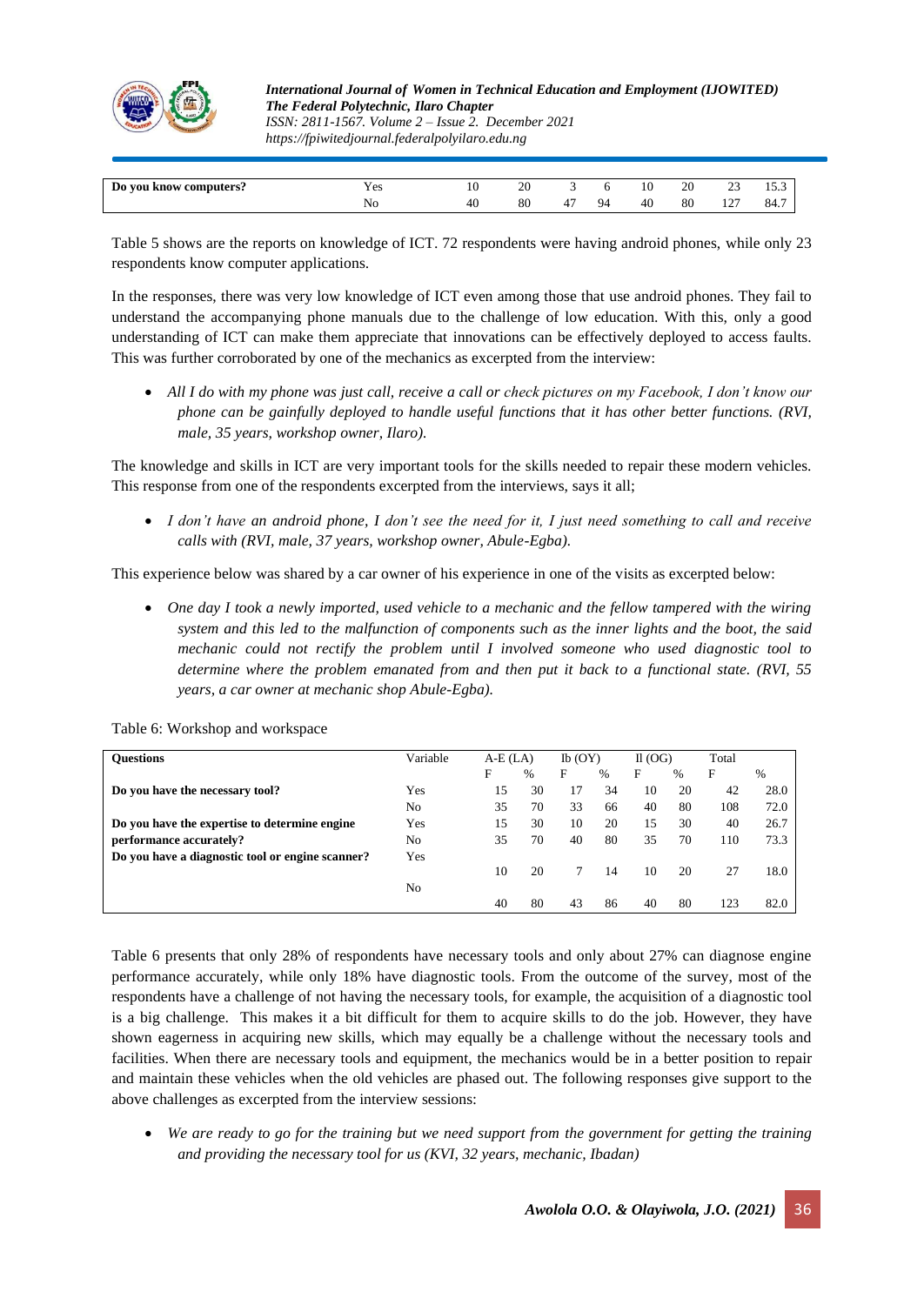| Do you know computers? | Yes | 10 | 20 | 3 | 6 | 10 | 20 | 23 | 15.3 |
|---|---|---|---|---|---|---|---|---|---|
| | No | 40 | 80 | 47 | 94 | 40 | 80 | 127 | 84.7 |

Table 5 shows are the reports on knowledge of ICT. 72 respondents were having android phones, while only 23 respondents know computer applications.

In the responses, there was very low knowledge of ICT even among those that use android phones. They fail to understand the accompanying phone manuals due to the challenge of low education. With this, only a good understanding of ICT can make them appreciate that innovations can be effectively deployed to access faults. This was further corroborated by one of the mechanics as excerpted from the interview:

- *All I do with my phone was just call, receive a call or check pictures on my Facebook, I don't know our phone can be gainfully deployed to handle useful functions that it has other better functions. (RVI, male, 35 years, workshop owner, Ilaro).*

The knowledge and skills in ICT are very important tools for the skills needed to repair these modern vehicles. This response from one of the respondents excerpted from the interviews, says it all;

- *I don't have an android phone, I don't see the need for it, I just need something to call and receive calls with (RVI, male, 37 years, workshop owner, Abule-Egba).*

This experience below was shared by a car owner of his experience in one of the visits as excerpted below:

- *One day I took a newly imported, used vehicle to a mechanic and the fellow tampered with the wiring system and this led to the malfunction of components such as the inner lights and the boot, the said mechanic could not rectify the problem until I involved someone who used diagnostic tool to determine where the problem emanated from and then put it back to a functional state. (RVI, 55 years, a car owner at mechanic shop Abule-Egba).*

Table 6: Workshop and workspace

| Questions | Variable | A-E (LA) | | Ib (OY) | | Il (OG) | | Total | |
|---|---|---|---|---|---|---|---|---|---|
| | | F | % | F | % | F | % | F | % |
| **Do you have the necessary tool?** | Yes | 15 | 30 | 17 | 34 | 10 | 20 | 42 | 28.0 |
| | No | 35 | 70 | 33 | 66 | 40 | 80 | 108 | 72.0 |
| **Do you have the expertise to determine engine performance accurately?** | Yes | 15 | 30 | 10 | 20 | 15 | 30 | 40 | 26.7 |
| | No | 35 | 70 | 40 | 80 | 35 | 70 | 110 | 73.3 |
| **Do you have a diagnostic tool or engine scanner?** | Yes | 10 | 20 | 7 | 14 | 10 | 20 | 27 | 18.0 |
| | No | 40 | 80 | 43 | 86 | 40 | 80 | 123 | 82.0 |

Table 6 presents that only 28% of respondents have necessary tools and only about 27% can diagnose engine performance accurately, while only 18% have diagnostic tools. From the outcome of the survey, most of the respondents have a challenge of not having the necessary tools, for example, the acquisition of a diagnostic tool is a big challenge. This makes it a bit difficult for them to acquire skills to do the job. However, they have shown eagerness in acquiring new skills, which may equally be a challenge without the necessary tools and facilities. When there are necessary tools and equipment, the mechanics would be in a better position to repair and maintain these vehicles when the old vehicles are phased out. The following responses give support to the above challenges as excerpted from the interview sessions:

- *We are ready to go for the training but we need support from the government for getting the training and providing the necessary tool for us (KVI, 32 years, mechanic, Ibadan)*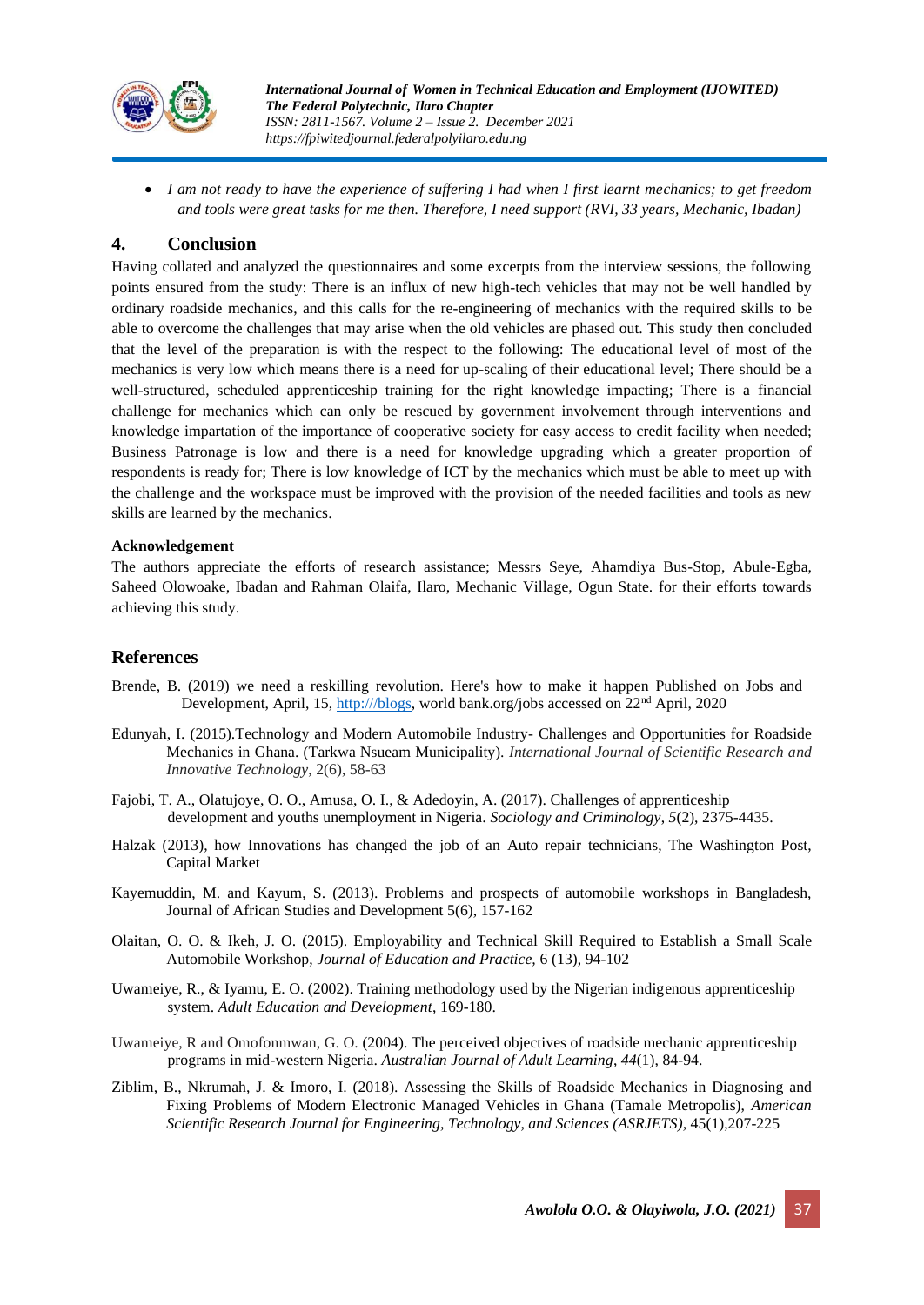- *I am not ready to have the experience of suffering I had when I first learnt mechanics; to get freedom and tools were great tasks for me then. Therefore, I need support (RVI, 33 years, Mechanic, Ibadan)*

## 4. Conclusion

Having collated and analyzed the questionnaires and some excerpts from the interview sessions, the following points ensured from the study: There is an influx of new high-tech vehicles that may not be well handled by ordinary roadside mechanics, and this calls for the re-engineering of mechanics with the required skills to be able to overcome the challenges that may arise when the old vehicles are phased out. This study then concluded that the level of the preparation is with the respect to the following: The educational level of most of the mechanics is very low which means there is a need for up-scaling of their educational level; There should be a well-structured, scheduled apprenticeship training for the right knowledge impacting; There is a financial challenge for mechanics which can only be rescued by government involvement through interventions and knowledge impartation of the importance of cooperative society for easy access to credit facility when needed; Business Patronage is low and there is a need for knowledge upgrading which a greater proportion of respondents is ready for; There is low knowledge of ICT by the mechanics which must be able to meet up with the challenge and the workspace must be improved with the provision of the needed facilities and tools as new skills are learned by the mechanics.

**Acknowledgement**

The authors appreciate the efforts of research assistance; Messrs Seye, Ahamdiya Bus-Stop, Abule-Egba, Saheed Olowoake, Ibadan and Rahman Olaifa, Ilaro, Mechanic Village, Ogun State. for their efforts towards achieving this study.

## References

Brende, B. (2019) we need a reskilling revolution. Here's how to make it happen Published on Jobs and Development, April, 15, http:///blogs, world bank.org/jobs accessed on 22nd April, 2020

Edunyah, I. (2015).Technology and Modern Automobile Industry- Challenges and Opportunities for Roadside Mechanics in Ghana. (Tarkwa Nsueam Municipality). *International Journal of Scientific Research and Innovative Technology*, 2(6), 58-63

Fajobi, T. A., Olatujoye, O. O., Amusa, O. I., & Adedoyin, A. (2017). Challenges of apprenticeship development and youths unemployment in Nigeria. *Sociology and Criminology*, *5*(2), 2375-4435.

Halzak (2013), how Innovations has changed the job of an Auto repair technicians, The Washington Post, Capital Market

Kayemuddin, M. and Kayum, S. (2013). Problems and prospects of automobile workshops in Bangladesh, Journal of African Studies and Development 5(6), 157-162

Olaitan, O. O. & Ikeh, J. O. (2015). Employability and Technical Skill Required to Establish a Small Scale Automobile Workshop, *Journal of Education and Practice,* 6 (13), 94-102

Uwameiye, R., & Iyamu, E. O. (2002). Training methodology used by the Nigerian indigenous apprenticeship system. *Adult Education and Development*, 169-180.

Uwameiye, R and Omofonmwan, G. O. (2004). The perceived objectives of roadside mechanic apprenticeship programs in mid-western Nigeria. *Australian Journal of Adult Learning*, *44*(1), 84-94.

Ziblim, B., Nkrumah, J. & Imoro, I. (2018). Assessing the Skills of Roadside Mechanics in Diagnosing and Fixing Problems of Modern Electronic Managed Vehicles in Ghana (Tamale Metropolis), *American Scientific Research Journal for Engineering, Technology, and Sciences (ASRJETS)*, 45(1),207-225